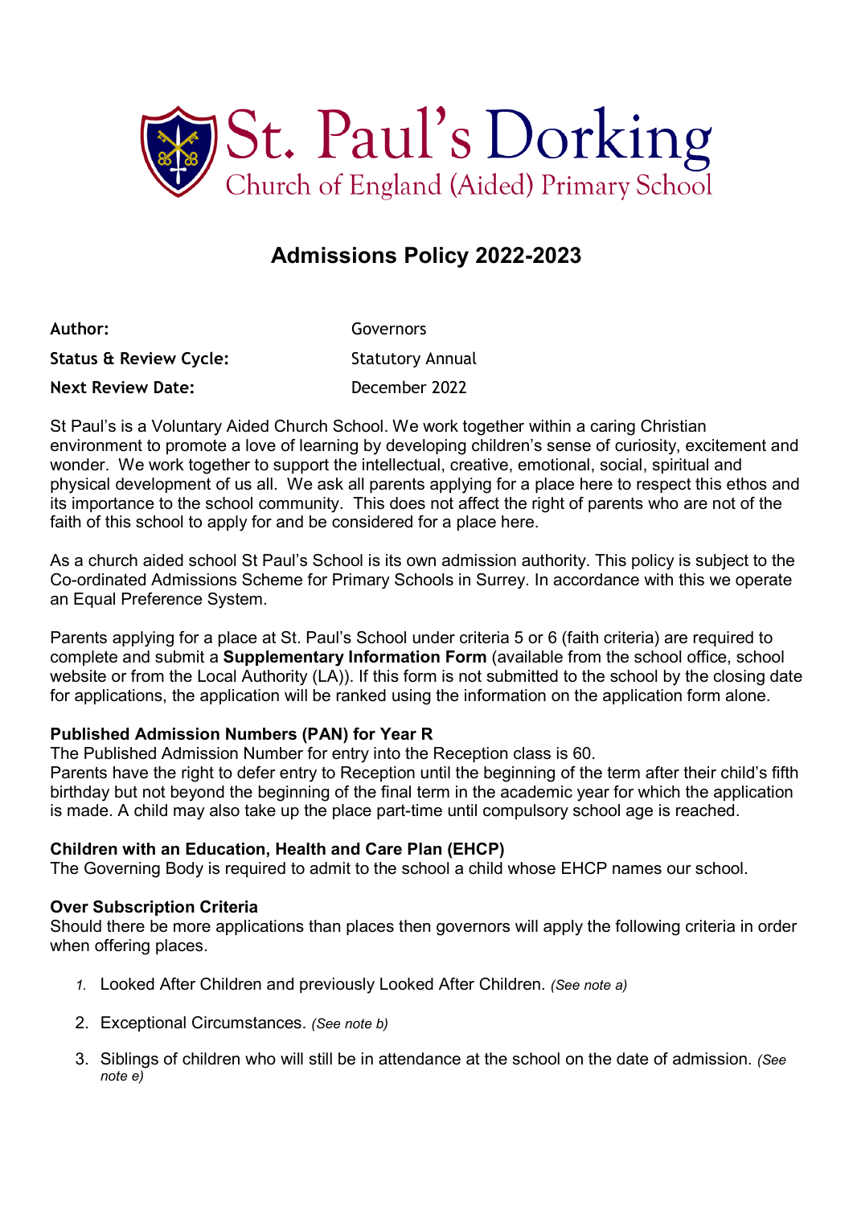# St. Paul's Dorking

Church of England (Aided) Primary School

## Admissions Policy 2022-2023

| | |
|---|---|
| **Author:** | Governors |
| **Status & Review Cycle:** | Statutory Annual |
| **Next Review Date:** | December 2022 |

St Paul's is a Voluntary Aided Church School. We work together within a caring Christian environment to promote a love of learning by developing children's sense of curiosity, excitement and wonder. We work together to support the intellectual, creative, emotional, social, spiritual and physical development of us all. We ask all parents applying for a place here to respect this ethos and its importance to the school community. This does not affect the right of parents who are not of the faith of this school to apply for and be considered for a place here.

As a church aided school St Paul's School is its own admission authority. This policy is subject to the Co-ordinated Admissions Scheme for Primary Schools in Surrey. In accordance with this we operate an Equal Preference System.

Parents applying for a place at St. Paul's School under criteria 5 or 6 (faith criteria) are required to complete and submit a **Supplementary Information Form** (available from the school office, school website or from the Local Authority (LA)). If this form is not submitted to the school by the closing date for applications, the application will be ranked using the information on the application form alone.

### Published Admission Numbers (PAN) for Year R

The Published Admission Number for entry into the Reception class is 60.

Parents have the right to defer entry to Reception until the beginning of the term after their child's fifth birthday but not beyond the beginning of the final term in the academic year for which the application is made. A child may also take up the place part-time until compulsory school age is reached.

### Children with an Education, Health and Care Plan (EHCP)

The Governing Body is required to admit to the school a child whose EHCP names our school.

### Over Subscription Criteria

Should there be more applications than places then governors will apply the following criteria in order when offering places.

1. Looked After Children and previously Looked After Children. *(See note a)*
2. Exceptional Circumstances. *(See note b)*
3. Siblings of children who will still be in attendance at the school on the date of admission. *(See note e)*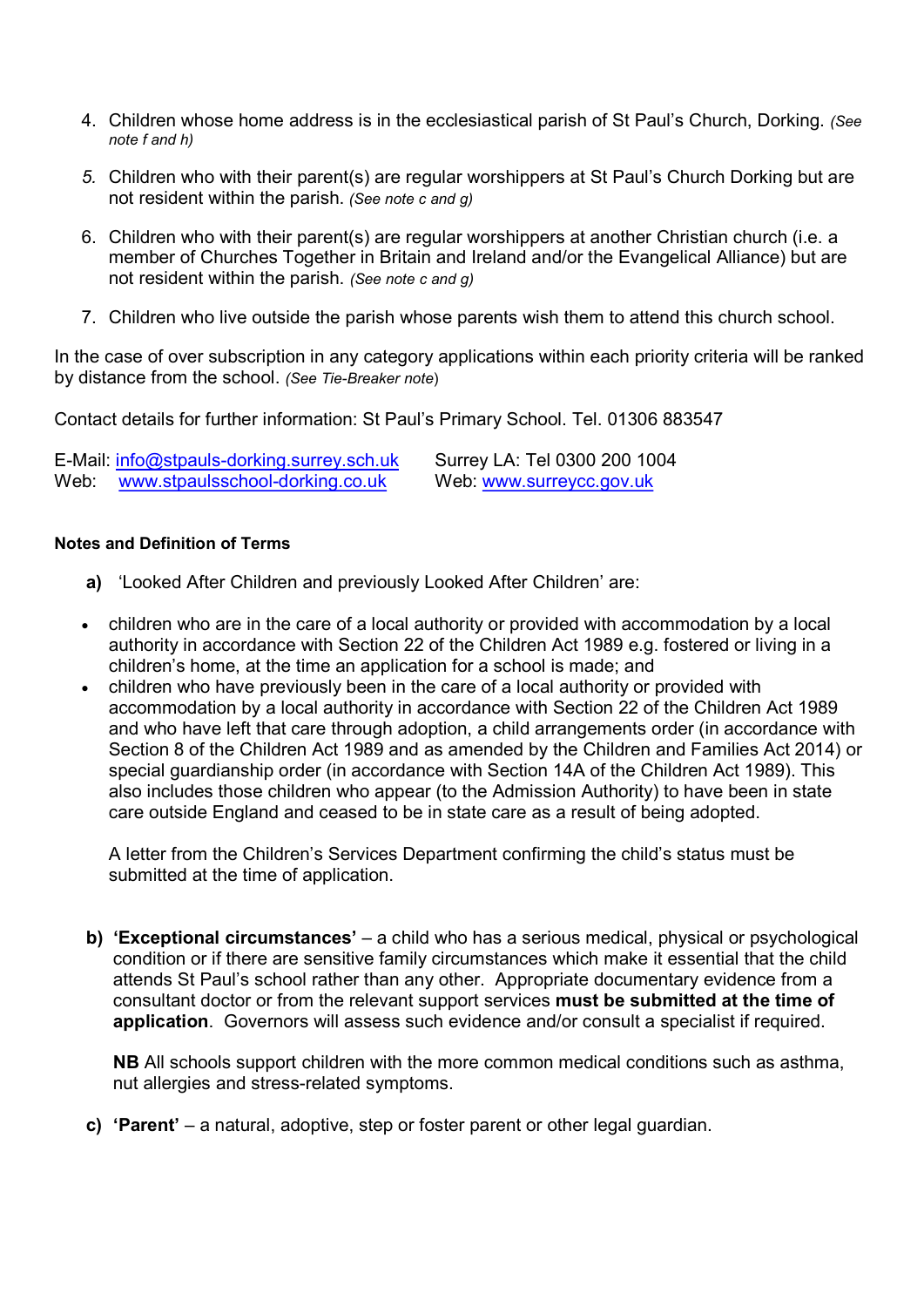4. Children whose home address is in the ecclesiastical parish of St Paul's Church, Dorking. *(See note f and h)*

5. Children who with their parent(s) are regular worshippers at St Paul's Church Dorking but are not resident within the parish. *(See note c and g)*

6. Children who with their parent(s) are regular worshippers at another Christian church (i.e. a member of Churches Together in Britain and Ireland and/or the Evangelical Alliance) but are not resident within the parish. *(See note c and g)*

7. Children who live outside the parish whose parents wish them to attend this church school.

In the case of over subscription in any category applications within each priority criteria will be ranked by distance from the school. *(See Tie-Breaker note)*

Contact details for further information: St Paul's Primary School. Tel. 01306 883547

E-Mail: info@stpauls-dorking.surrey.sch.uk    Surrey LA: Tel 0300 200 1004
Web: www.stpaulsschool-dorking.co.uk    Web: www.surreycc.gov.uk

**Notes and Definition of Terms**

**a)** 'Looked After Children and previously Looked After Children' are:

- children who are in the care of a local authority or provided with accommodation by a local authority in accordance with Section 22 of the Children Act 1989 e.g. fostered or living in a children's home, at the time an application for a school is made; and
- children who have previously been in the care of a local authority or provided with accommodation by a local authority in accordance with Section 22 of the Children Act 1989 and who have left that care through adoption, a child arrangements order (in accordance with Section 8 of the Children Act 1989 and as amended by the Children and Families Act 2014) or special guardianship order (in accordance with Section 14A of the Children Act 1989). This also includes those children who appear (to the Admission Authority) to have been in state care outside England and ceased to be in state care as a result of being adopted.

  A letter from the Children's Services Department confirming the child's status must be submitted at the time of application.

**b)** **'Exceptional circumstances'** – a child who has a serious medical, physical or psychological condition or if there are sensitive family circumstances which make it essential that the child attends St Paul's school rather than any other. Appropriate documentary evidence from a consultant doctor or from the relevant support services **must be submitted at the time of application**. Governors will assess such evidence and/or consult a specialist if required.

**NB** All schools support children with the more common medical conditions such as asthma, nut allergies and stress-related symptoms.

**c)** **'Parent'** – a natural, adoptive, step or foster parent or other legal guardian.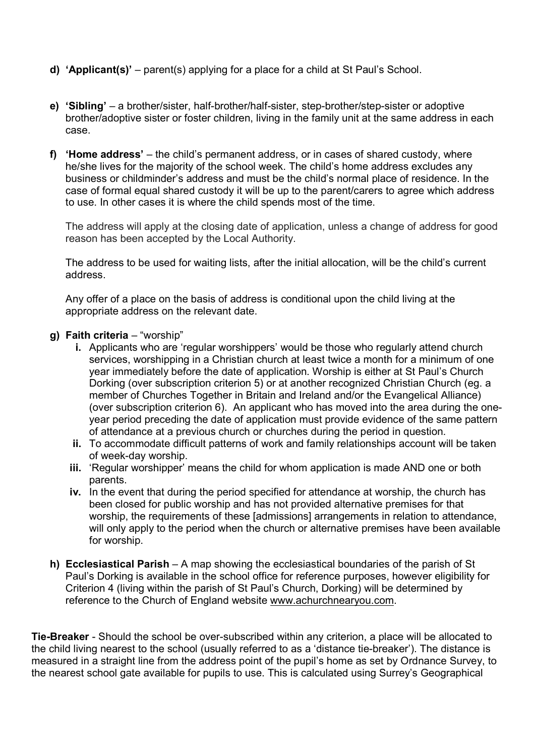- **d) 'Applicant(s)'** – parent(s) applying for a place for a child at St Paul's School.

- **e) 'Sibling'** – a brother/sister, half-brother/half-sister, step-brother/step-sister or adoptive brother/adoptive sister or foster children, living in the family unit at the same address in each case.

- **f) 'Home address'** – the child's permanent address, or in cases of shared custody, where he/she lives for the majority of the school week. The child's home address excludes any business or childminder's address and must be the child's normal place of residence. In the case of formal equal shared custody it will be up to the parent/carers to agree which address to use. In other cases it is where the child spends most of the time.

  The address will apply at the closing date of application, unless a change of address for good reason has been accepted by the Local Authority.

  The address to be used for waiting lists, after the initial allocation, will be the child's current address.

  Any offer of a place on the basis of address is conditional upon the child living at the appropriate address on the relevant date.

- **g) Faith criteria** – "worship"
  - **i.** Applicants who are 'regular worshippers' would be those who regularly attend church services, worshipping in a Christian church at least twice a month for a minimum of one year immediately before the date of application. Worship is either at St Paul's Church Dorking (over subscription criterion 5) or at another recognized Christian Church (eg. a member of Churches Together in Britain and Ireland and/or the Evangelical Alliance) (over subscription criterion 6). An applicant who has moved into the area during the one-year period preceding the date of application must provide evidence of the same pattern of attendance at a previous church or churches during the period in question.
  - **ii.** To accommodate difficult patterns of work and family relationships account will be taken of week-day worship.
  - **iii.** 'Regular worshipper' means the child for whom application is made AND one or both parents.
  - **iv.** In the event that during the period specified for attendance at worship, the church has been closed for public worship and has not provided alternative premises for that worship, the requirements of these [admissions] arrangements in relation to attendance, will only apply to the period when the church or alternative premises have been available for worship.

- **h) Ecclesiastical Parish** – A map showing the ecclesiastical boundaries of the parish of St Paul's Dorking is available in the school office for reference purposes, however eligibility for Criterion 4 (living within the parish of St Paul's Church, Dorking) will be determined by reference to the Church of England website www.achurchnearyou.com.

**Tie-Breaker** - Should the school be over-subscribed within any criterion, a place will be allocated to the child living nearest to the school (usually referred to as a 'distance tie-breaker'). The distance is measured in a straight line from the address point of the pupil's home as set by Ordnance Survey, to the nearest school gate available for pupils to use. This is calculated using Surrey's Geographical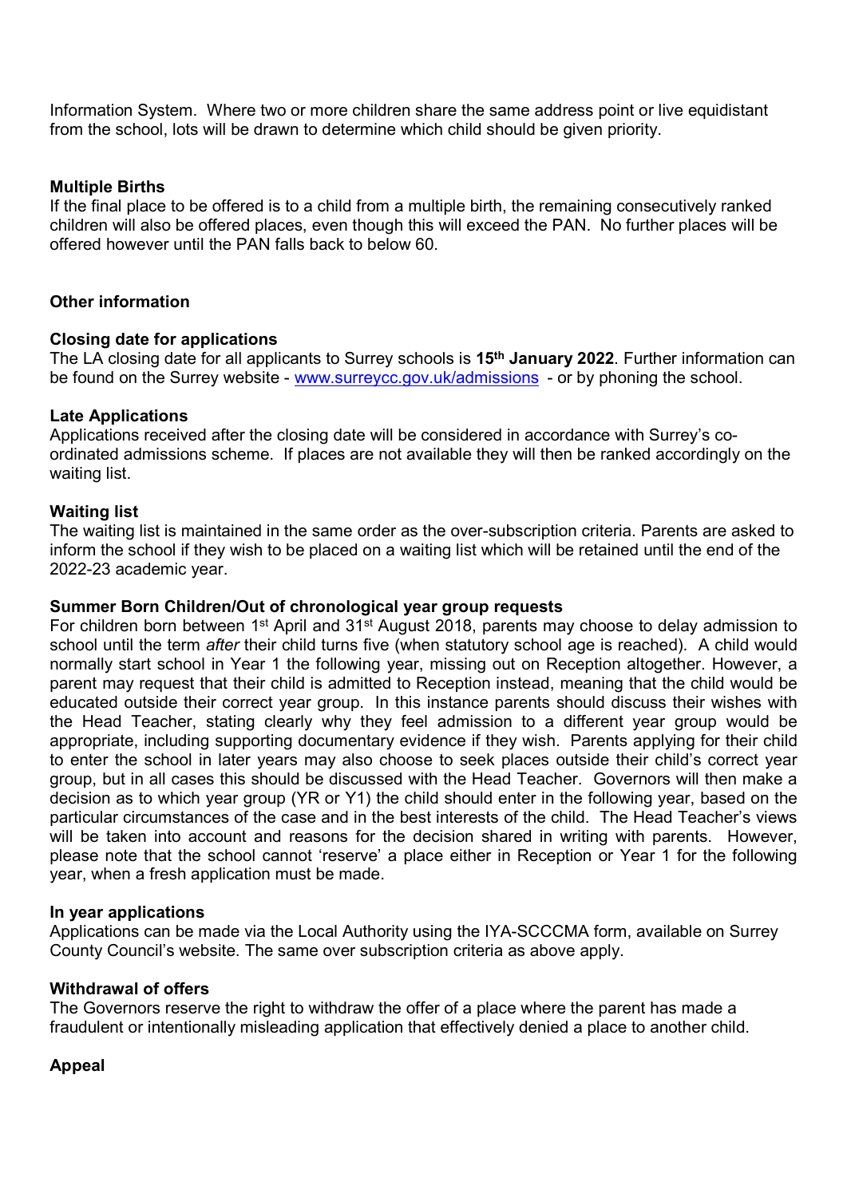Information System. Where two or more children share the same address point or live equidistant from the school, lots will be drawn to determine which child should be given priority.

**Multiple Births**

If the final place to be offered is to a child from a multiple birth, the remaining consecutively ranked children will also be offered places, even though this will exceed the PAN. No further places will be offered however until the PAN falls back to below 60.

**Other information**

**Closing date for applications**

The LA closing date for all applicants to Surrey schools is **15th January 2022**. Further information can be found on the Surrey website - www.surreycc.gov.uk/admissions - or by phoning the school.

**Late Applications**

Applications received after the closing date will be considered in accordance with Surrey's co-ordinated admissions scheme. If places are not available they will then be ranked accordingly on the waiting list.

**Waiting list**

The waiting list is maintained in the same order as the over-subscription criteria. Parents are asked to inform the school if they wish to be placed on a waiting list which will be retained until the end of the 2022-23 academic year.

**Summer Born Children/Out of chronological year group requests**

For children born between 1st April and 31st August 2018, parents may choose to delay admission to school until the term *after* their child turns five (when statutory school age is reached). A child would normally start school in Year 1 the following year, missing out on Reception altogether. However, a parent may request that their child is admitted to Reception instead, meaning that the child would be educated outside their correct year group. In this instance parents should discuss their wishes with the Head Teacher, stating clearly why they feel admission to a different year group would be appropriate, including supporting documentary evidence if they wish. Parents applying for their child to enter the school in later years may also choose to seek places outside their child's correct year group, but in all cases this should be discussed with the Head Teacher. Governors will then make a decision as to which year group (YR or Y1) the child should enter in the following year, based on the particular circumstances of the case and in the best interests of the child. The Head Teacher's views will be taken into account and reasons for the decision shared in writing with parents. However, please note that the school cannot 'reserve' a place either in Reception or Year 1 for the following year, when a fresh application must be made.

**In year applications**

Applications can be made via the Local Authority using the IYA-SCCCMA form, available on Surrey County Council's website. The same over subscription criteria as above apply.

**Withdrawal of offers**

The Governors reserve the right to withdraw the offer of a place where the parent has made a fraudulent or intentionally misleading application that effectively denied a place to another child.

**Appeal**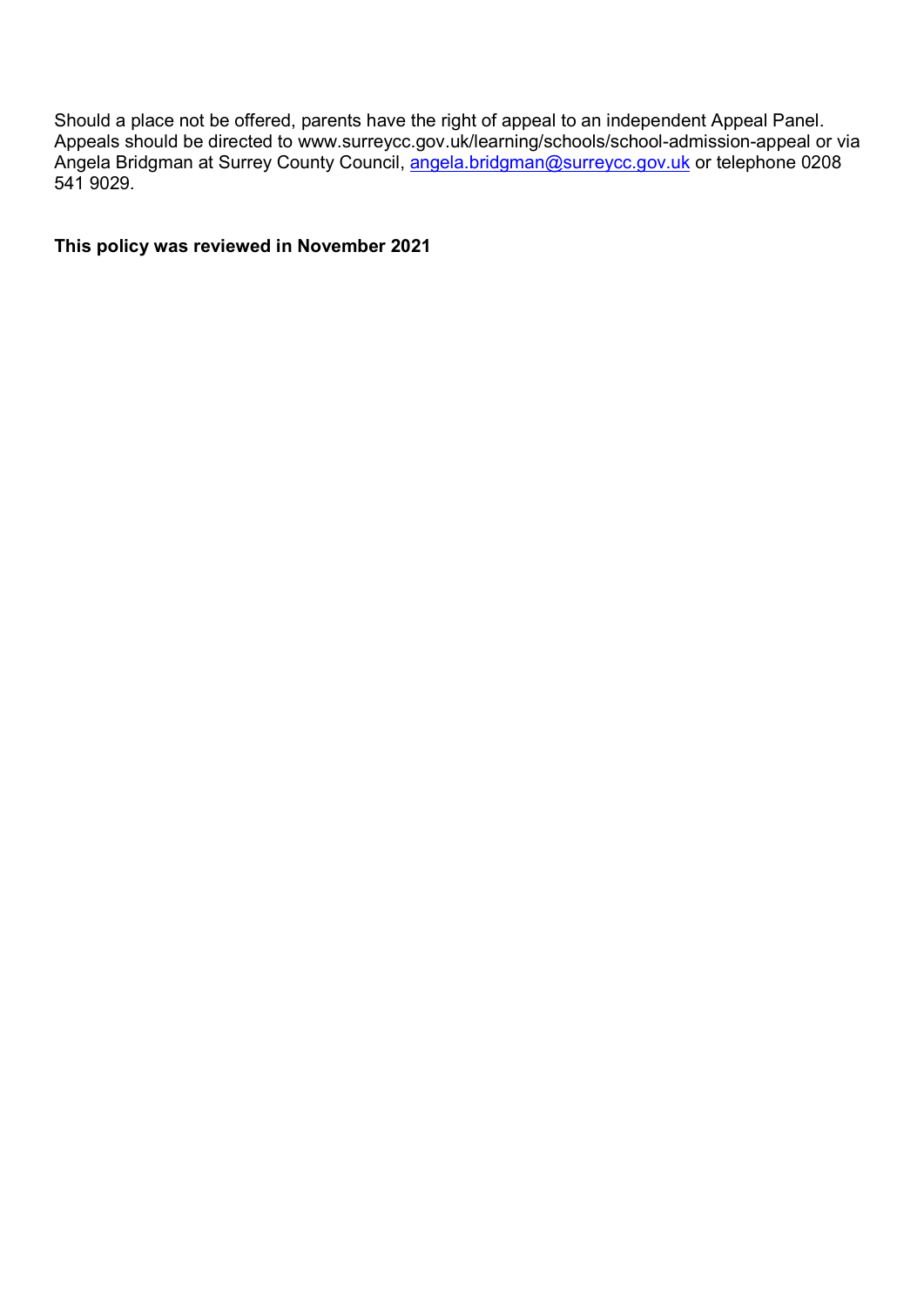Should a place not be offered, parents have the right of appeal to an independent Appeal Panel. Appeals should be directed to www.surreycc.gov.uk/learning/schools/school-admission-appeal or via Angela Bridgman at Surrey County Council, angela.bridgman@surreycc.gov.uk or telephone 0208 541 9029.

**This policy was reviewed in November 2021**